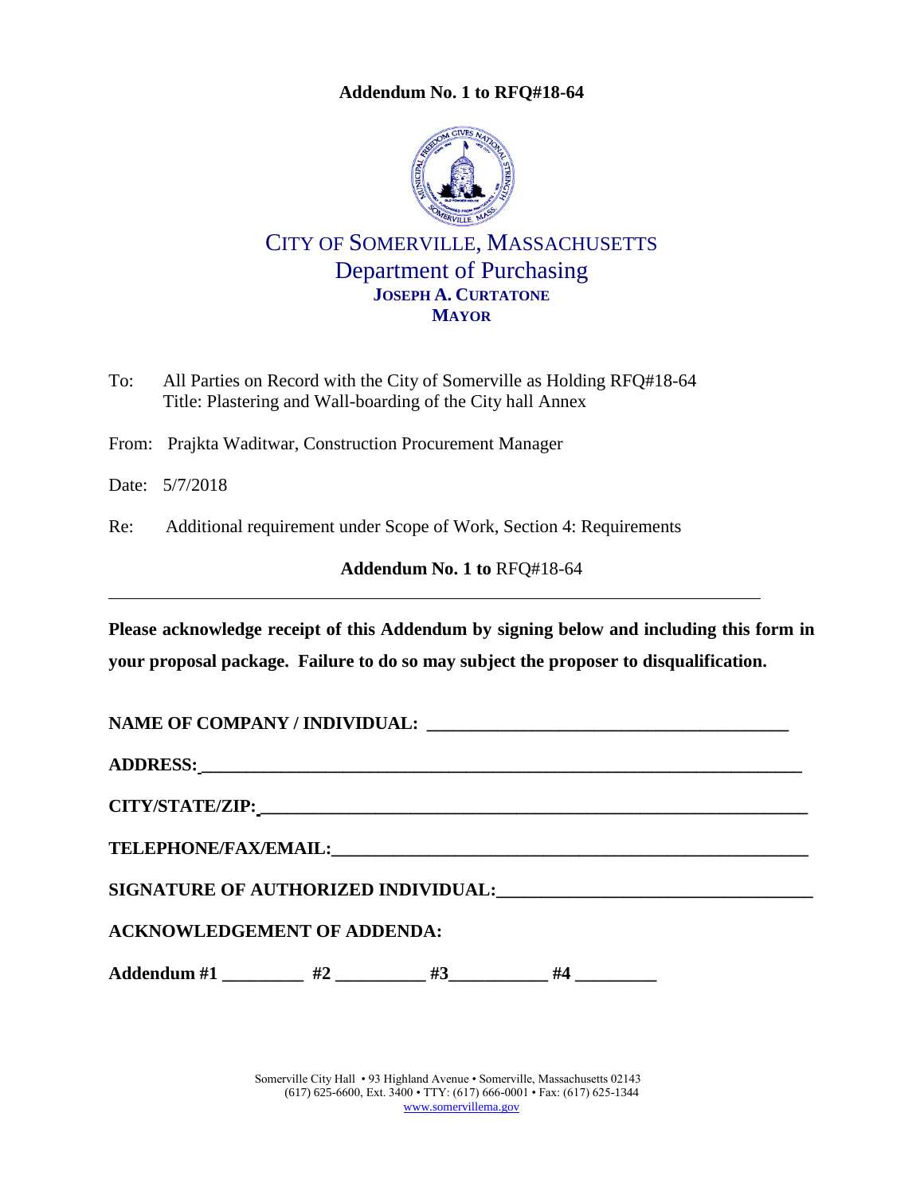**Addendum No. 1 to RFQ#18-64**

CITY OF SOMERVILLE, MASSACHUSETTS
Department of Purchasing
**JOSEPH A. CURTATONE**
**MAYOR**

To: All Parties on Record with the City of Somerville as Holding RFQ#18-64
Title: Plastering and Wall-boarding of the City hall Annex

From: Prajkta Waditwar, Construction Procurement Manager

Date: 5/7/2018

Re: Additional requirement under Scope of Work, Section 4: Requirements

**Addendum No. 1 to** RFQ#18-64

---

**Please acknowledge receipt of this Addendum by signing below and including this form in your proposal package. Failure to do so may subject the proposer to disqualification.**

**NAME OF COMPANY / INDIVIDUAL: ________________________________________**

**ADDRESS: ________________________________________________________________**

**CITY/STATE/ZIP: __________________________________________________________**

**TELEPHONE/FAX/EMAIL: ____________________________________________________**

**SIGNATURE OF AUTHORIZED INDIVIDUAL: ______________________________**

**ACKNOWLEDGEMENT OF ADDENDA:**

**Addendum #1 _________ #2 __________ #3___________ #4 _________**

Somerville City Hall • 93 Highland Avenue • Somerville, Massachusetts 02143
(617) 625-6600, Ext. 3400 • TTY: (617) 666-0001 • Fax: (617) 625-1344
www.somervillema.gov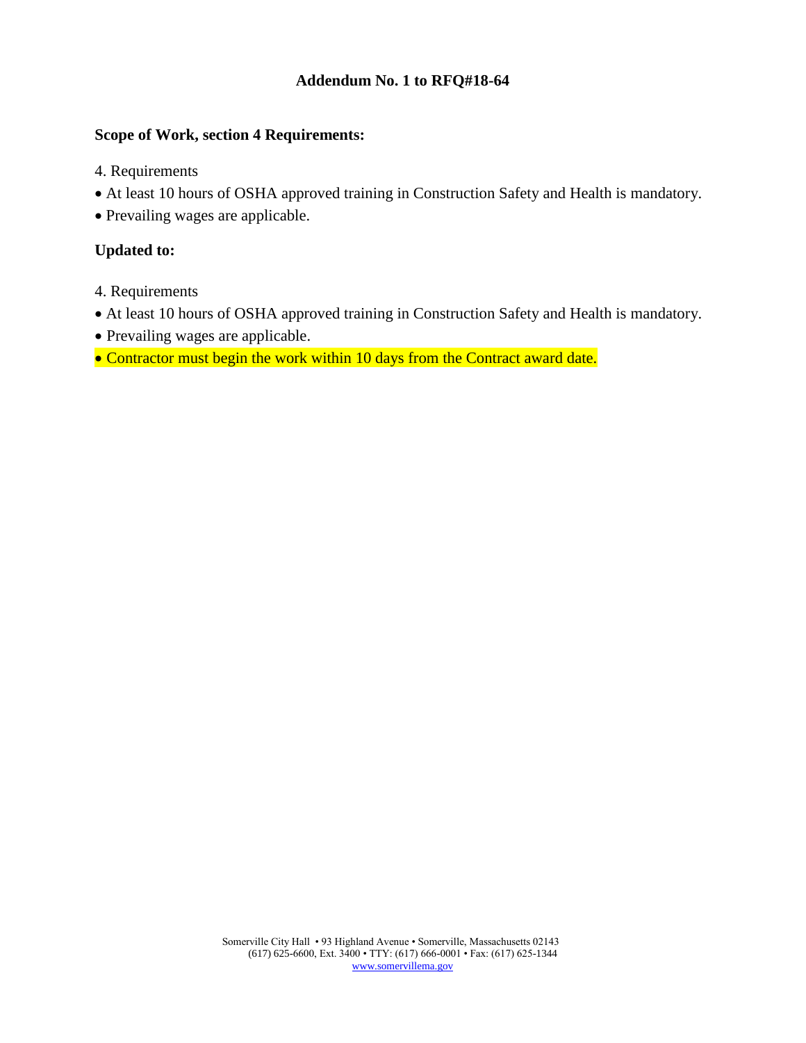## Addendum No. 1 to RFQ#18-64

**Scope of Work, section 4 Requirements:**

4. Requirements

- At least 10 hours of OSHA approved training in Construction Safety and Health is mandatory.
- Prevailing wages are applicable.

**Updated to:**

4. Requirements

- At least 10 hours of OSHA approved training in Construction Safety and Health is mandatory.
- Prevailing wages are applicable.
- Contractor must begin the work within 10 days from the Contract award date.

Somerville City Hall • 93 Highland Avenue • Somerville, Massachusetts 02143
(617) 625-6600, Ext. 3400 • TTY: (617) 666-0001 • Fax: (617) 625-1344
www.somervillema.gov